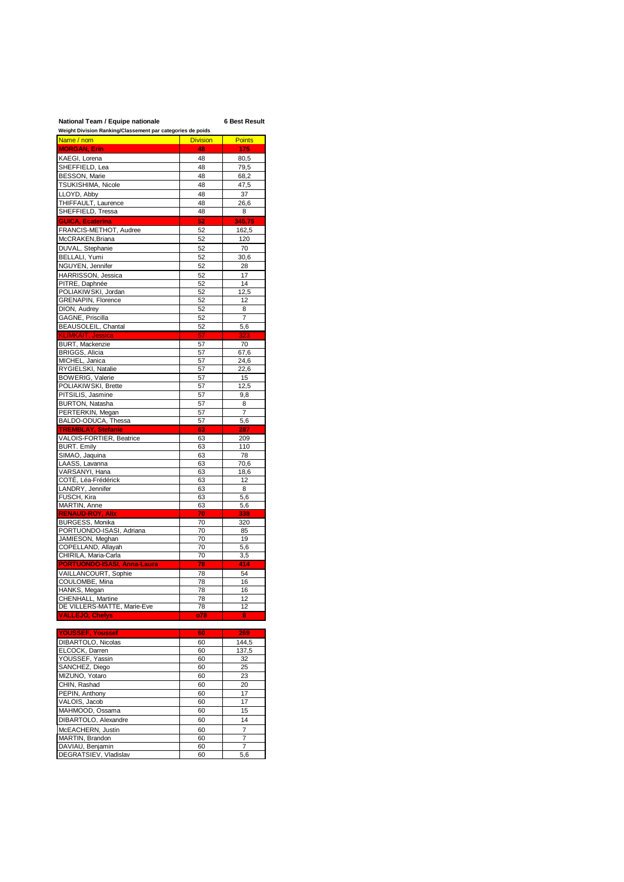**National Team / Equipe nationale** **6 Best Result**

**Weight Division Ranking/Classement par categories de poids**

| Name / nom | Division | Points |
|---|---|---|
| MORGAN, Erin | 48 | 175 |
| KAEGI, Lorena | 48 | 80,5 |
| SHEFFIELD, Lea | 48 | 79,5 |
| BESSON, Marie | 48 | 68,2 |
| TSUKISHIMA, Nicole | 48 | 47,5 |
| LLOYD, Abby | 48 | 37 |
| THIFFAULT, Laurence | 48 | 26,6 |
| SHEFFIELD, Tressa | 48 | 8 |
| GUICA, Ecaterina | 52 | 345,75 |
| FRANCIS-METHOT, Audree | 52 | 162,5 |
| McCRAKEN,Briana | 52 | 120 |
| DUVAL, Stephanie | 52 | 70 |
| BELLALI, Yumi | 52 | 30,6 |
| NGUYEN, Jennifer | 52 | 28 |
| HARRISSON, Jessica | 52 | 17 |
| PITRE, Daphnée | 52 | 14 |
| POLIAKIWSKI, Jordan | 52 | 12,5 |
| GRENAPIN, Florence | 52 | 12 |
| DION, Audrey | 52 | 8 |
| GAGNE, Priscilla | 52 | 7 |
| BEAUSOLEIL, Chantal | 52 | 5,6 |
| KLIMKAIT, Jessica | 57 | 323 |
| BURT, Mackenzie | 57 | 70 |
| BRIGGS, Alicia | 57 | 67,6 |
| MICHEL, Janica | 57 | 24,6 |
| RYGIELSKI, Natalie | 57 | 22,6 |
| BOWERIG, Valerie | 57 | 15 |
| POLIAKIWSKI, Brette | 57 | 12,5 |
| PITSILIS, Jasmine | 57 | 9,8 |
| BURTON, Natasha | 57 | 8 |
| PERTERKIN, Megan | 57 | 7 |
| BALDO-ODUCA, Thessa | 57 | 5,6 |
| TREMBLAY, Stefanie | 63 | 287 |
| VALOIS-FORTIER, Beatrice | 63 | 209 |
| BURT. Emily | 63 | 110 |
| SIMAO, Jaquina | 63 | 78 |
| LAASS, Lavanna | 63 | 70,6 |
| VARSANYI, Hana | 63 | 18,6 |
| COTE, Léa-Frédérick | 63 | 12 |
| LANDRY, Jennifer | 63 | 8 |
| FUSCH, Kira | 63 | 5,6 |
| MARTIN, Anne | 63 | 5,6 |
| RENAUD-ROY, Alix | 70 | 338 |
| BURGESS, Monika | 70 | 320 |
| PORTUONDO-ISASI, Adriana | 70 | 85 |
| JAMIESON, Meghan | 70 | 19 |
| COPELLAND, Allayah | 70 | 5,6 |
| CHIRILA, Maria-Carla | 70 | 3,5 |
| PORTUONDO-ISASI, Anna-Laura | 78 | 414 |
| VAILLANCOURT, Sophie | 78 | 54 |
| COULOMBE, Mina | 78 | 16 |
| HANKS, Megan | 78 | 16 |
| CHENHALL, Martine | 78 | 12 |
| DE VILLERS-MATTE, Marie-Eve | 78 | 12 |
| VALLEJO, Chelys | o78 | 8 |

| Name / nom | Division | Points |
|---|---|---|
| YOUSSEF, Youssef | 60 | 269 |
| DIBARTOLO, Nicolas | 60 | 144,5 |
| ELCOCK, Darren | 60 | 137,5 |
| YOUSSEF, Yassin | 60 | 32 |
| SANCHEZ, Diego | 60 | 25 |
| MIZUNO, Yotaro | 60 | 23 |
| CHIN, Rashad | 60 | 20 |
| PEPIN, Anthony | 60 | 17 |
| VALOIS, Jacob | 60 | 17 |
| MAHMOOD, Ossama | 60 | 15 |
| DIBARTOLO, Alexandre | 60 | 14 |
| McEACHERN, Justin | 60 | 7 |
| MARTIN, Brandon | 60 | 7 |
| DAVIAU, Benjamin | 60 | 7 |
| DEGRATSIEV, Vladislav | 60 | 5,6 |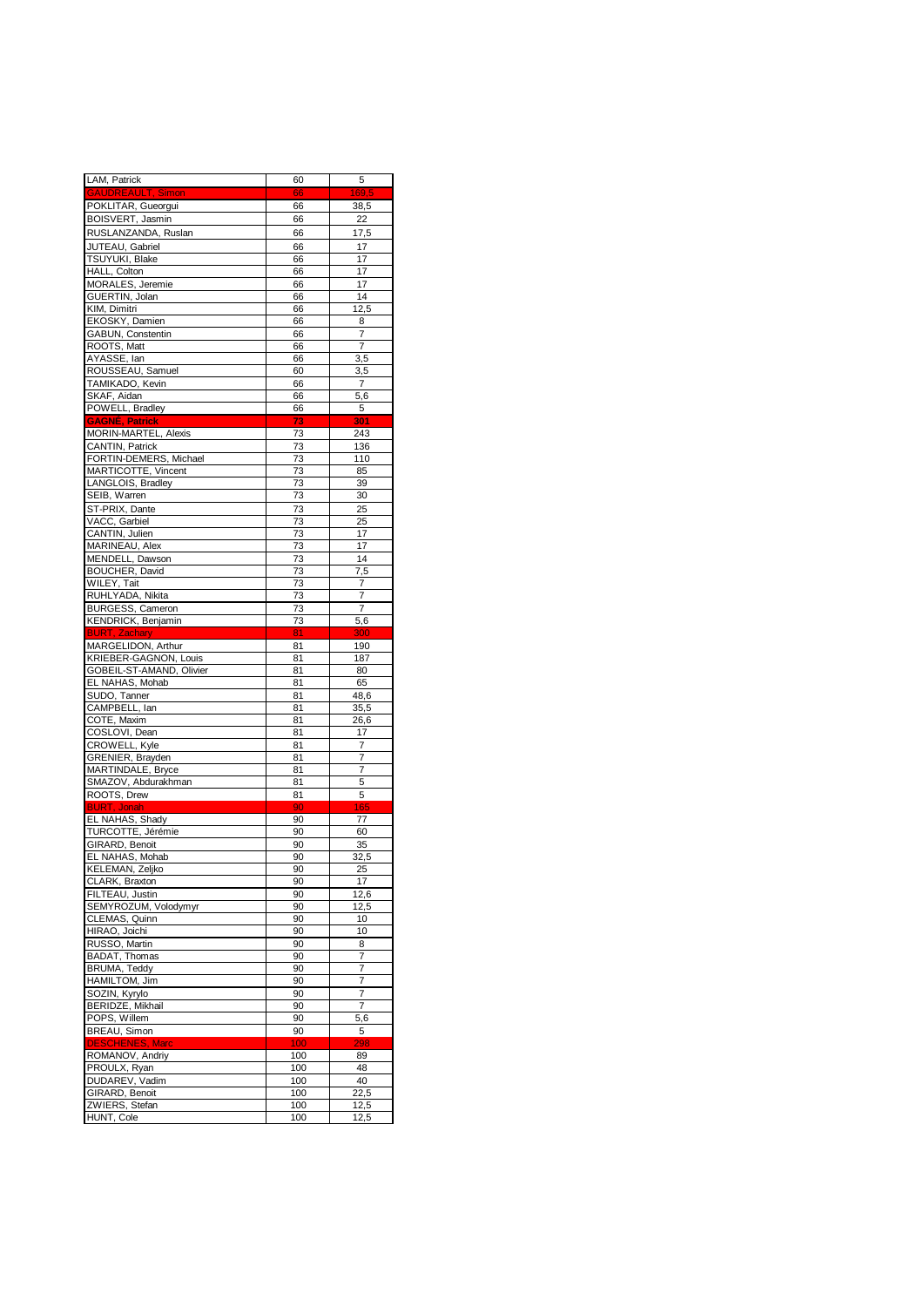| LAM, Patrick | 60 | 5 |
|---|---|---|
| GAUDREAULT, Simon | 66 | 169,5 |
| POKLITAR, Gueorgui | 66 | 38,5 |
| BOISVERT, Jasmin | 66 | 22 |
| RUSLANZANDA, Ruslan | 66 | 17,5 |
| JUTEAU, Gabriel | 66 | 17 |
| TSUYUKI, Blake | 66 | 17 |
| HALL, Colton | 66 | 17 |
| MORALES, Jeremie | 66 | 17 |
| GUERTIN, Jolan | 66 | 14 |
| KIM, Dimitri | 66 | 12,5 |
| EKOSKY, Damien | 66 | 8 |
| GABUN, Constentin | 66 | 7 |
| ROOTS, Matt | 66 | 7 |
| AYASSE, Ian | 66 | 3,5 |
| ROUSSEAU, Samuel | 60 | 3,5 |
| TAMIKADO, Kevin | 66 | 7 |
| SKAF, Aidan | 66 | 5,6 |
| POWELL, Bradley | 66 | 5 |
| GAGNÉ, Patrick | 73 | 301 |
| MORIN-MARTEL, Alexis | 73 | 243 |
| CANTIN, Patrick | 73 | 136 |
| FORTIN-DEMERS, Michael | 73 | 110 |
| MARTICOTTE, Vincent | 73 | 85 |
| LANGLOIS, Bradley | 73 | 39 |
| SEIB, Warren | 73 | 30 |
| ST-PRIX, Dante | 73 | 25 |
| VACC, Garbiel | 73 | 25 |
| CANTIN, Julien | 73 | 17 |
| MARINEAU, Alex | 73 | 17 |
| MENDELL, Dawson | 73 | 14 |
| BOUCHER, David | 73 | 7,5 |
| WILEY, Tait | 73 | 7 |
| RUHLYADA, Nikita | 73 | 7 |
| BURGESS, Cameron | 73 | 7 |
| KENDRICK, Benjamin | 73 | 5,6 |
| BURT, Zachary | 81 | 300 |
| MARGELIDON, Arthur | 81 | 190 |
| KRIEBER-GAGNON, Louis | 81 | 187 |
| GOBEIL-ST-AMAND, Olivier | 81 | 80 |
| EL NAHAS, Mohab | 81 | 65 |
| SUDO, Tanner | 81 | 48,6 |
| CAMPBELL, Ian | 81 | 35,5 |
| COTE, Maxim | 81 | 26,6 |
| COSLOVI, Dean | 81 | 17 |
| CROWELL, Kyle | 81 | 7 |
| GRENIER, Brayden | 81 | 7 |
| MARTINDALE, Bryce | 81 | 7 |
| SMAZOV, Abdurakhman | 81 | 5 |
| ROOTS, Drew | 81 | 5 |
| BURT, Jonah | 90 | 165 |
| EL NAHAS, Shady | 90 | 77 |
| TURCOTTE, Jérémie | 90 | 60 |
| GIRARD, Benoit | 90 | 35 |
| EL NAHAS, Mohab | 90 | 32,5 |
| KELEMAN, Zeljko | 90 | 25 |
| CLARK, Braxton | 90 | 17 |
| FILTEAU, Justin | 90 | 12,6 |
| SEMYROZUM, Volodymyr | 90 | 12,5 |
| CLEMAS, Quinn | 90 | 10 |
| HIRAO, Joichi | 90 | 10 |
| RUSSO, Martin | 90 | 8 |
| BADAT, Thomas | 90 | 7 |
| BRUMA, Teddy | 90 | 7 |
| HAMILTOM, Jim | 90 | 7 |
| SOZIN, Kyrylo | 90 | 7 |
| BERIDZE, Mikhail | 90 | 7 |
| POPS, Willem | 90 | 5,6 |
| BREAU, Simon | 90 | 5 |
| DESCHENES, Marc | 100 | 298 |
| ROMANOV, Andriy | 100 | 89 |
| PROULX, Ryan | 100 | 48 |
| DUDAREV, Vadim | 100 | 40 |
| GIRARD, Benoit | 100 | 22,5 |
| ZWIERS, Stefan | 100 | 12,5 |
| HUNT, Cole | 100 | 12,5 |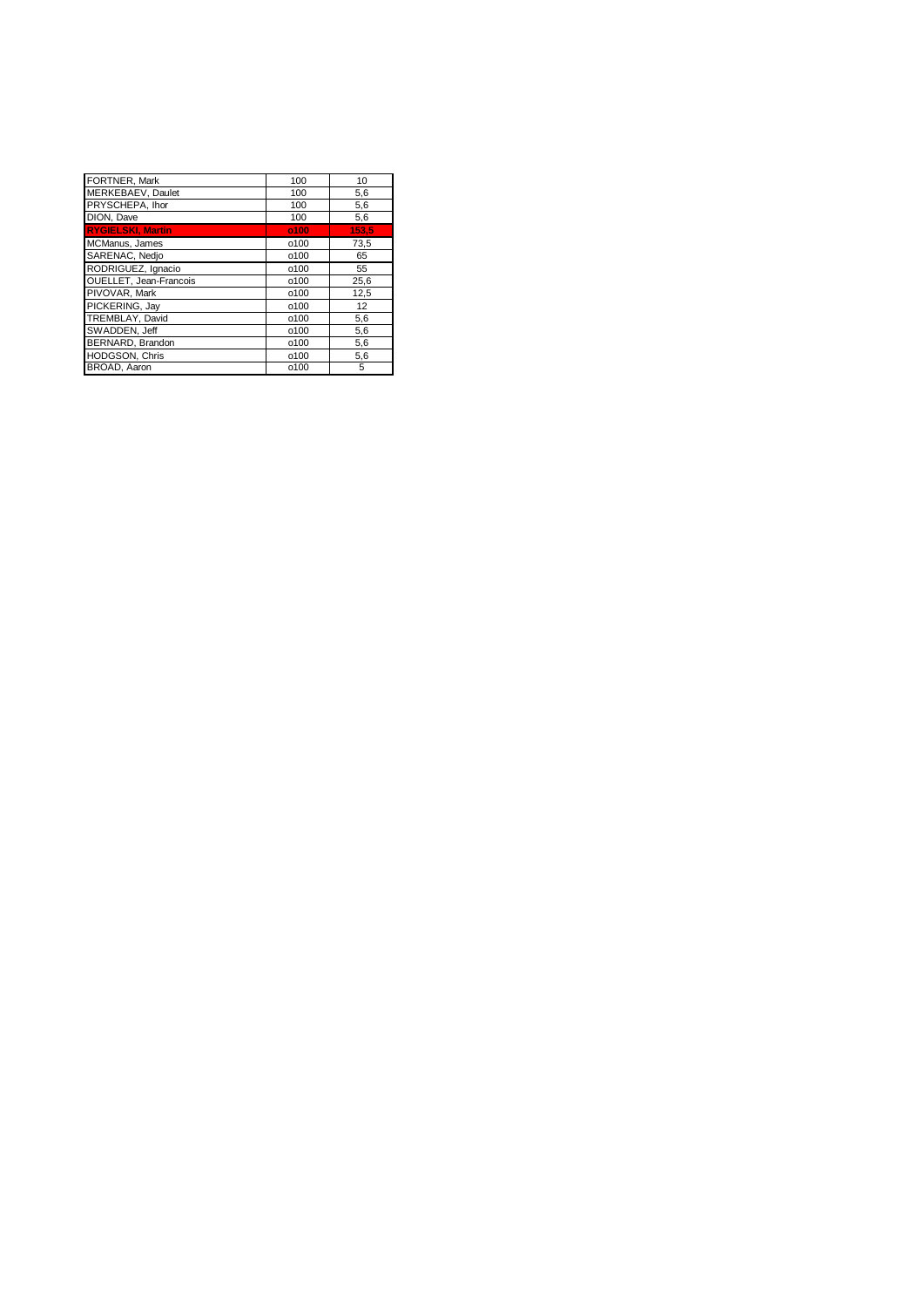| | | |
|---|---|---|
| FORTNER, Mark | 100 | 10 |
| MERKEBAEV, Daulet | 100 | 5,6 |
| PRYSCHEPA, Ihor | 100 | 5,6 |
| DION, Dave | 100 | 5,6 |
| **RYGIELSKI, Martin** | **o100** | **153,5** |
| MCManus, James | o100 | 73,5 |
| SARENAC, Nedjo | o100 | 65 |
| RODRIGUEZ, Ignacio | o100 | 55 |
| OUELLET, Jean-Francois | o100 | 25,6 |
| PIVOVAR, Mark | o100 | 12,5 |
| PICKERING, Jay | o100 | 12 |
| TREMBLAY, David | o100 | 5,6 |
| SWADDEN, Jeff | o100 | 5,6 |
| BERNARD, Brandon | o100 | 5,6 |
| HODGSON, Chris | o100 | 5,6 |
| BROAD, Aaron | o100 | 5 |